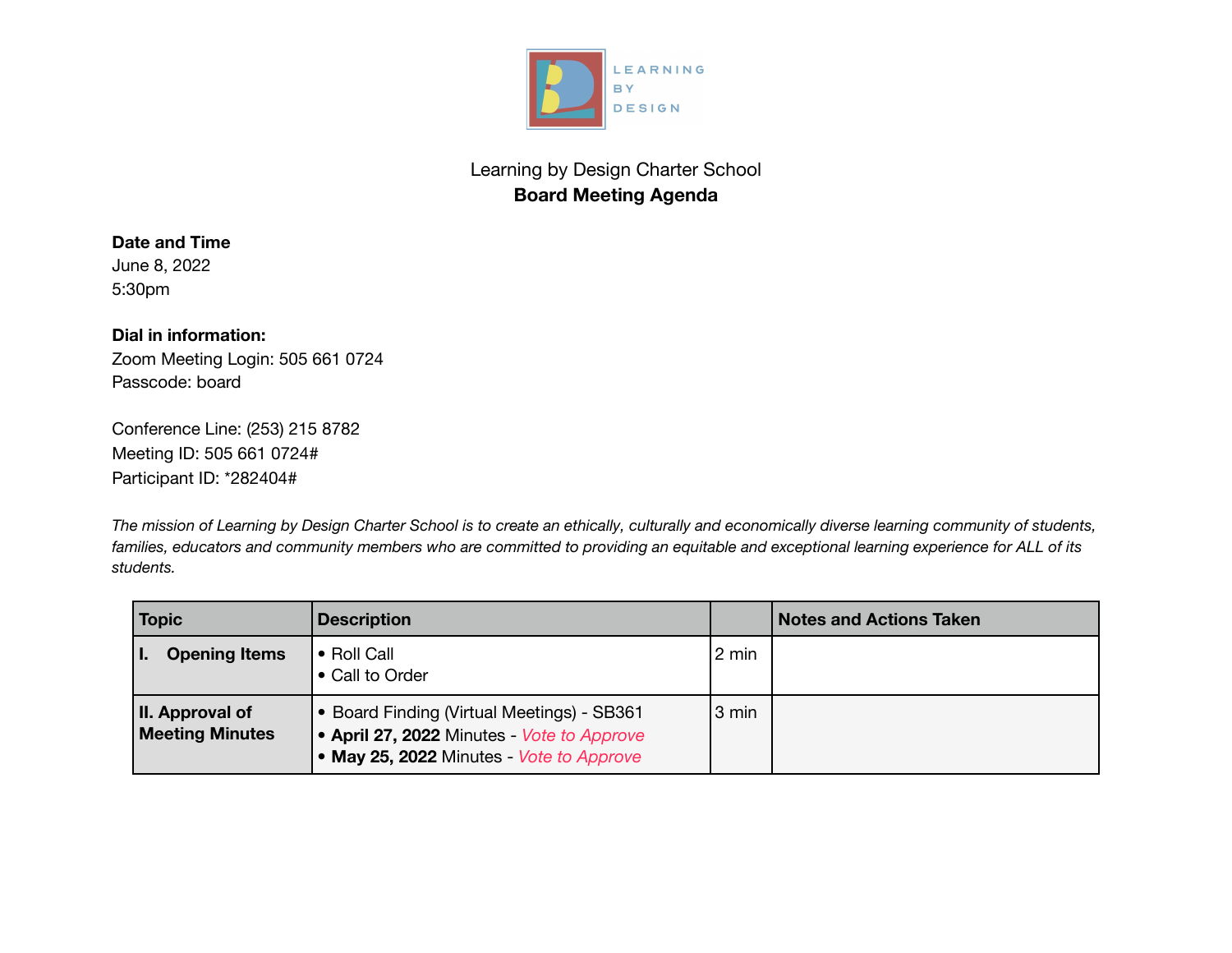Learning by Design Charter School

**Board Meeting Agenda**

**Date and Time**
June 8, 2022
5:30pm

**Dial in information:**
Zoom Meeting Login: 505 661 0724
Passcode: board

Conference Line: (253) 215 8782
Meeting ID: 505 661 0724#
Participant ID: *282404#

*The mission of Learning by Design Charter School is to create an ethically, culturally and economically diverse learning community of students, families, educators and community members who are committed to providing an equitable and exceptional learning experience for ALL of its students.*

| Topic | Description | | Notes and Actions Taken |
|---|---|---|---|
| **I. Opening Items** | • Roll Call<br>• Call to Order | 2 min | |
| **II. Approval of Meeting Minutes** | • Board Finding (Virtual Meetings) - SB361<br>• **April 27, 2022** Minutes - *Vote to Approve*<br>• **May 25, 2022** Minutes - *Vote to Approve* | 3 min | |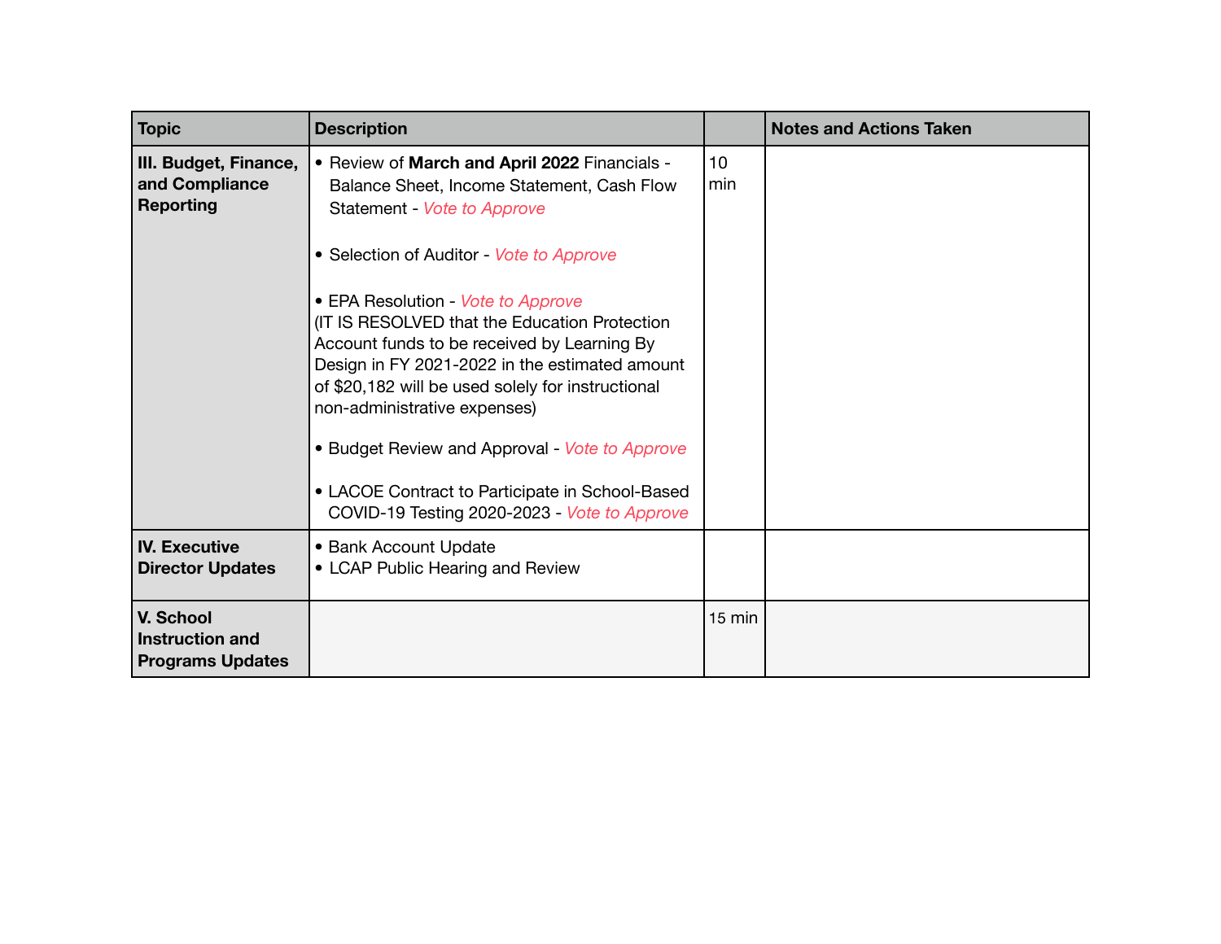| Topic | Description | | Notes and Actions Taken |
|---|---|---|---|
| **III. Budget, Finance, and Compliance Reporting** | • Review of **March and April 2022** Financials - Balance Sheet, Income Statement, Cash Flow Statement - *Vote to Approve*<br><br>• Selection of Auditor - *Vote to Approve*<br><br>• EPA Resolution - *Vote to Approve*<br>(IT IS RESOLVED that the Education Protection Account funds to be received by Learning By Design in FY 2021-2022 in the estimated amount of $20,182 will be used solely for instructional non-administrative expenses)<br><br>• Budget Review and Approval - *Vote to Approve*<br><br>• LACOE Contract to Participate in School-Based COVID-19 Testing 2020-2023 - *Vote to Approve* | 10 min | |
| **IV. Executive Director Updates** | • Bank Account Update<br>• LCAP Public Hearing and Review | | |
| **V. School Instruction and Programs Updates** | | 15 min | |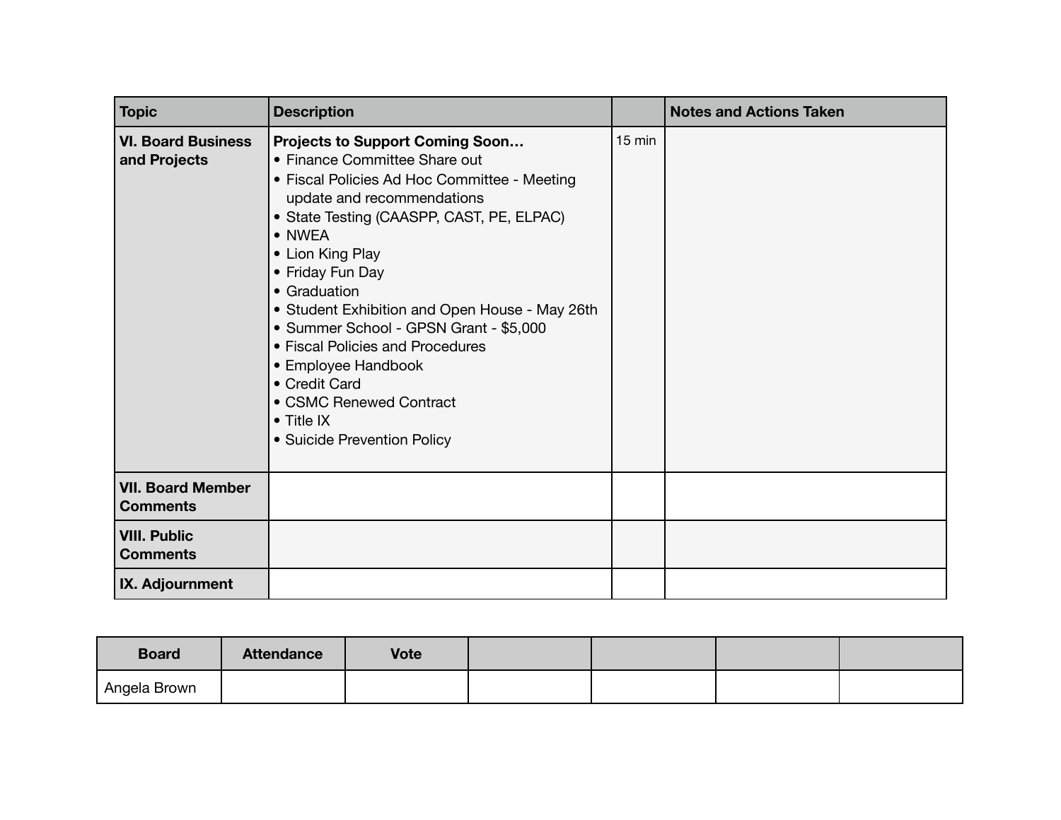| Topic | Description | | Notes and Actions Taken |
|---|---|---|---|
| **VI. Board Business and Projects** | **Projects to Support Coming Soon…**<br>• Finance Committee Share out<br>• Fiscal Policies Ad Hoc Committee - Meeting update and recommendations<br>• State Testing (CAASPP, CAST, PE, ELPAC)<br>• NWEA<br>• Lion King Play<br>• Friday Fun Day<br>• Graduation<br>• Student Exhibition and Open House - May 26th<br>• Summer School - GPSN Grant - $5,000<br>• Fiscal Policies and Procedures<br>• Employee Handbook<br>• Credit Card<br>• CSMC Renewed Contract<br>• Title IX<br>• Suicide Prevention Policy | 15 min | |
| **VII. Board Member Comments** | | | |
| **VIII. Public Comments** | | | |
| **IX. Adjournment** | | | |

| Board | Attendance | Vote | | | | |
|---|---|---|---|---|---|---|
| Angela Brown | | | | | | |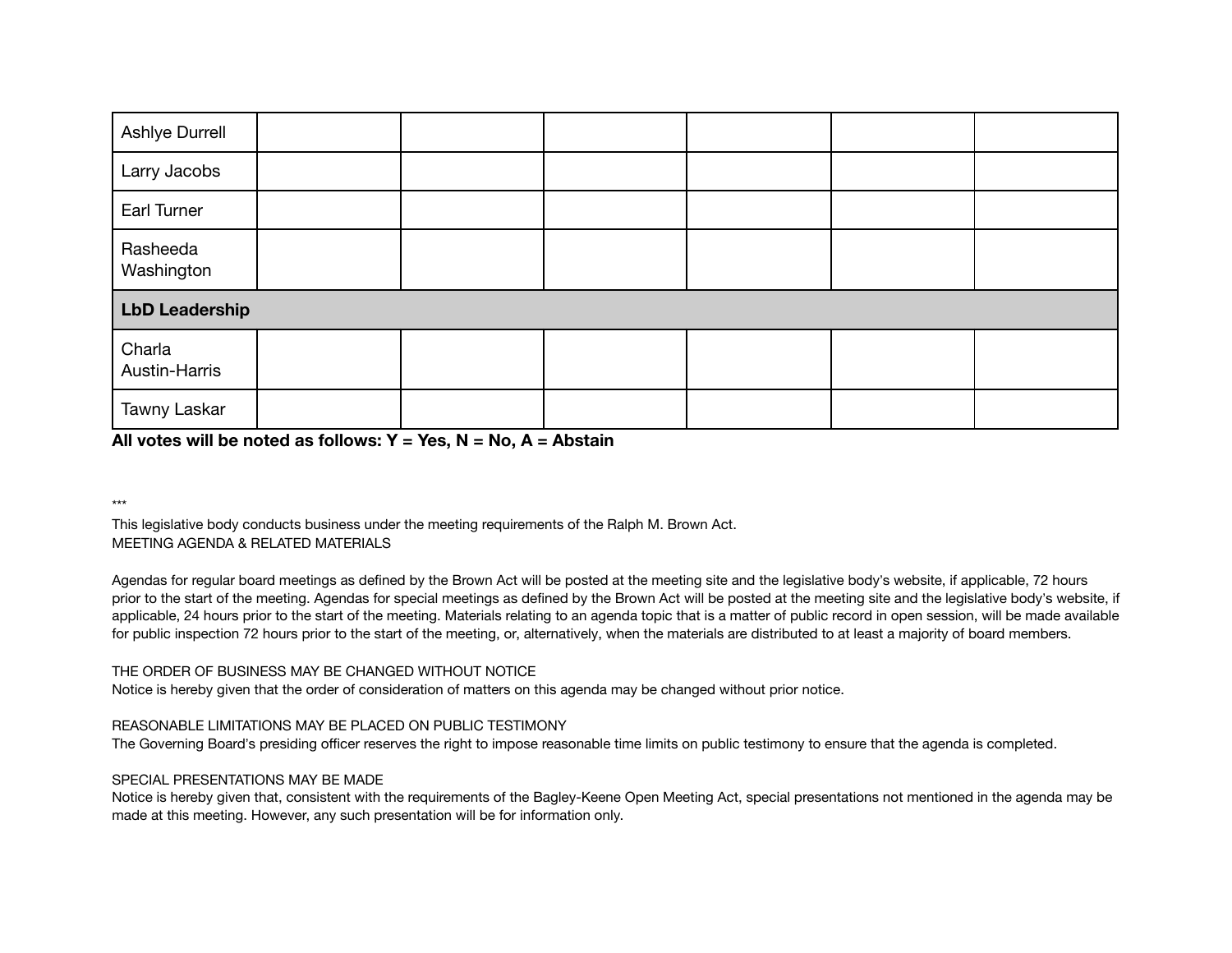| | | | | | | |
|---|---|---|---|---|---|---|
| Ashlye Durrell | | | | | | |
| Larry Jacobs | | | | | | |
| Earl Turner | | | | | | |
| Rasheeda Washington | | | | | | |
| **LbD Leadership** | | | | | | |
| Charla Austin-Harris | | | | | | |
| Tawny Laskar | | | | | | |

**All votes will be noted as follows: Y = Yes, N = No, A = Abstain**

***

This legislative body conducts business under the meeting requirements of the Ralph M. Brown Act.
MEETING AGENDA & RELATED MATERIALS

Agendas for regular board meetings as defined by the Brown Act will be posted at the meeting site and the legislative body's website, if applicable, 72 hours prior to the start of the meeting. Agendas for special meetings as defined by the Brown Act will be posted at the meeting site and the legislative body's website, if applicable, 24 hours prior to the start of the meeting. Materials relating to an agenda topic that is a matter of public record in open session, will be made available for public inspection 72 hours prior to the start of the meeting, or, alternatively, when the materials are distributed to at least a majority of board members.

THE ORDER OF BUSINESS MAY BE CHANGED WITHOUT NOTICE
Notice is hereby given that the order of consideration of matters on this agenda may be changed without prior notice.

REASONABLE LIMITATIONS MAY BE PLACED ON PUBLIC TESTIMONY
The Governing Board's presiding officer reserves the right to impose reasonable time limits on public testimony to ensure that the agenda is completed.

SPECIAL PRESENTATIONS MAY BE MADE
Notice is hereby given that, consistent with the requirements of the Bagley-Keene Open Meeting Act, special presentations not mentioned in the agenda may be made at this meeting. However, any such presentation will be for information only.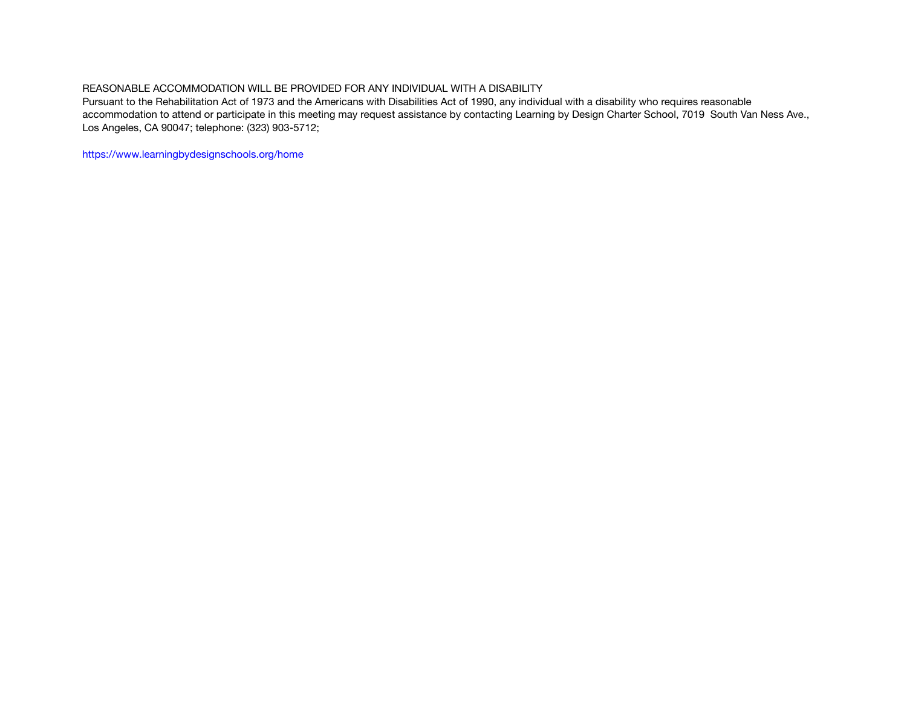REASONABLE ACCOMMODATION WILL BE PROVIDED FOR ANY INDIVIDUAL WITH A DISABILITY

Pursuant to the Rehabilitation Act of 1973 and the Americans with Disabilities Act of 1990, any individual with a disability who requires reasonable accommodation to attend or participate in this meeting may request assistance by contacting Learning by Design Charter School, 7019 South Van Ness Ave., Los Angeles, CA 90047; telephone: (323) 903-5712;

https://www.learningbydesignschools.org/home